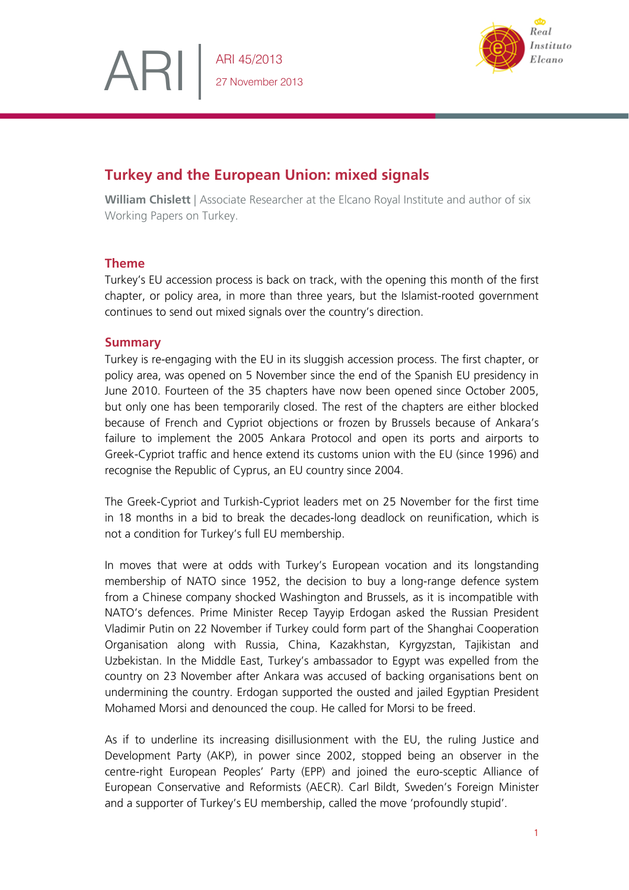ARI 45/2013
27 November 2013

# Turkey and the European Union: mixed signals

**William Chislett** | Associate Researcher at the Elcano Royal Institute and author of six Working Papers on Turkey.

## Theme

Turkey's EU accession process is back on track, with the opening this month of the first chapter, or policy area, in more than three years, but the Islamist-rooted government continues to send out mixed signals over the country's direction.

## Summary

Turkey is re-engaging with the EU in its sluggish accession process. The first chapter, or policy area, was opened on 5 November since the end of the Spanish EU presidency in June 2010. Fourteen of the 35 chapters have now been opened since October 2005, but only one has been temporarily closed. The rest of the chapters are either blocked because of French and Cypriot objections or frozen by Brussels because of Ankara's failure to implement the 2005 Ankara Protocol and open its ports and airports to Greek-Cypriot traffic and hence extend its customs union with the EU (since 1996) and recognise the Republic of Cyprus, an EU country since 2004.

The Greek-Cypriot and Turkish-Cypriot leaders met on 25 November for the first time in 18 months in a bid to break the decades-long deadlock on reunification, which is not a condition for Turkey's full EU membership.

In moves that were at odds with Turkey's European vocation and its longstanding membership of NATO since 1952, the decision to buy a long-range defence system from a Chinese company shocked Washington and Brussels, as it is incompatible with NATO's defences. Prime Minister Recep Tayyip Erdogan asked the Russian President Vladimir Putin on 22 November if Turkey could form part of the Shanghai Cooperation Organisation along with Russia, China, Kazakhstan, Kyrgyzstan, Tajikistan and Uzbekistan. In the Middle East, Turkey's ambassador to Egypt was expelled from the country on 23 November after Ankara was accused of backing organisations bent on undermining the country. Erdogan supported the ousted and jailed Egyptian President Mohamed Morsi and denounced the coup. He called for Morsi to be freed.

As if to underline its increasing disillusionment with the EU, the ruling Justice and Development Party (AKP), in power since 2002, stopped being an observer in the centre-right European Peoples' Party (EPP) and joined the euro-sceptic Alliance of European Conservative and Reformists (AECR). Carl Bildt, Sweden's Foreign Minister and a supporter of Turkey's EU membership, called the move 'profoundly stupid'.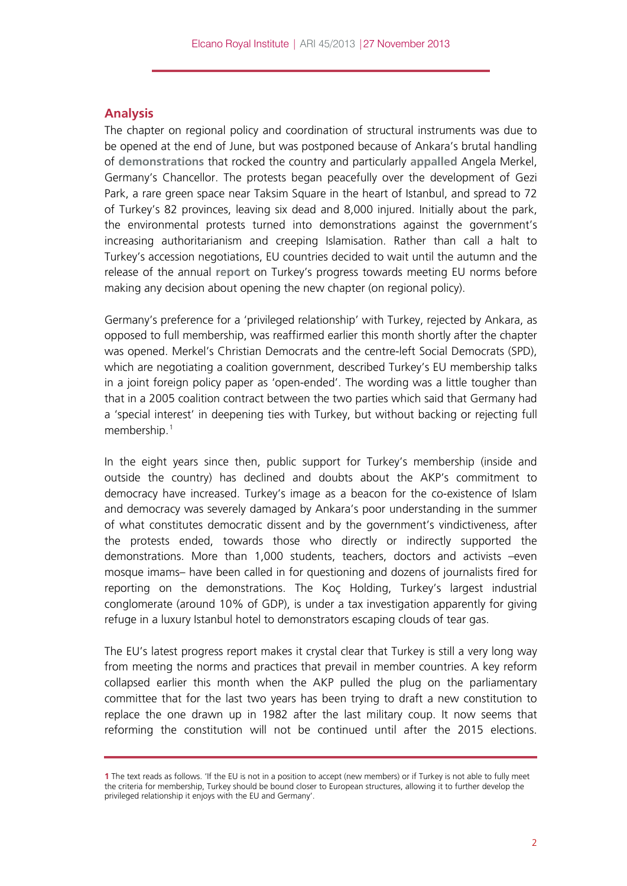## Analysis

The chapter on regional policy and coordination of structural instruments was due to be opened at the end of June, but was postponed because of Ankara's brutal handling of **demonstrations** that rocked the country and particularly **appalled** Angela Merkel, Germany's Chancellor. The protests began peacefully over the development of Gezi Park, a rare green space near Taksim Square in the heart of Istanbul, and spread to 72 of Turkey's 82 provinces, leaving six dead and 8,000 injured. Initially about the park, the environmental protests turned into demonstrations against the government's increasing authoritarianism and creeping Islamisation. Rather than call a halt to Turkey's accession negotiations, EU countries decided to wait until the autumn and the release of the annual **report** on Turkey's progress towards meeting EU norms before making any decision about opening the new chapter (on regional policy).

Germany's preference for a 'privileged relationship' with Turkey, rejected by Ankara, as opposed to full membership, was reaffirmed earlier this month shortly after the chapter was opened. Merkel's Christian Democrats and the centre-left Social Democrats (SPD), which are negotiating a coalition government, described Turkey's EU membership talks in a joint foreign policy paper as 'open-ended'. The wording was a little tougher than that in a 2005 coalition contract between the two parties which said that Germany had a 'special interest' in deepening ties with Turkey, but without backing or rejecting full membership.[1]

In the eight years since then, public support for Turkey's membership (inside and outside the country) has declined and doubts about the AKP's commitment to democracy have increased. Turkey's image as a beacon for the co-existence of Islam and democracy was severely damaged by Ankara's poor understanding in the summer of what constitutes democratic dissent and by the government's vindictiveness, after the protests ended, towards those who directly or indirectly supported the demonstrations. More than 1,000 students, teachers, doctors and activists –even mosque imams– have been called in for questioning and dozens of journalists fired for reporting on the demonstrations. The Koç Holding, Turkey's largest industrial conglomerate (around 10% of GDP), is under a tax investigation apparently for giving refuge in a luxury Istanbul hotel to demonstrators escaping clouds of tear gas.

The EU's latest progress report makes it crystal clear that Turkey is still a very long way from meeting the norms and practices that prevail in member countries. A key reform collapsed earlier this month when the AKP pulled the plug on the parliamentary committee that for the last two years has been trying to draft a new constitution to replace the one drawn up in 1982 after the last military coup. It now seems that reforming the constitution will not be continued until after the 2015 elections.

---

**1** The text reads as follows. 'If the EU is not in a position to accept (new members) or if Turkey is not able to fully meet the criteria for membership, Turkey should be bound closer to European structures, allowing it to further develop the privileged relationship it enjoys with the EU and Germany'.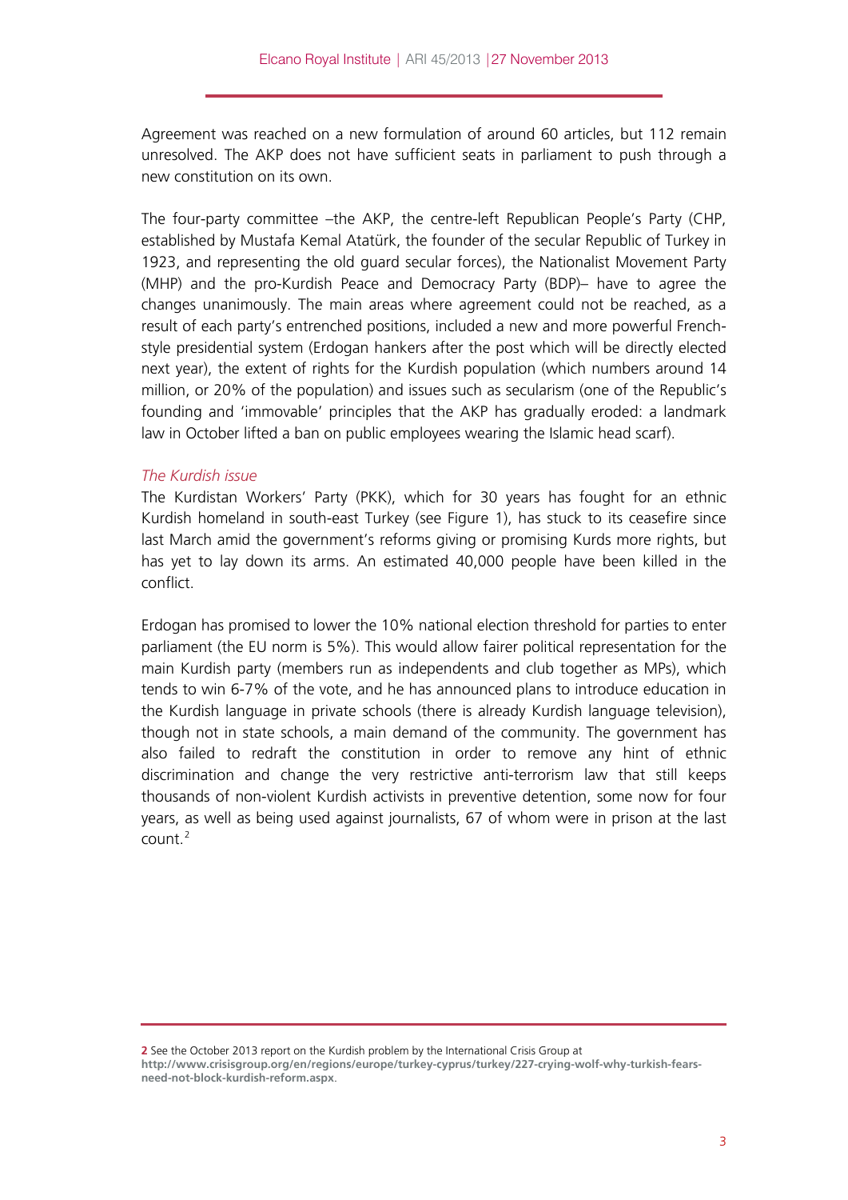Agreement was reached on a new formulation of around 60 articles, but 112 remain unresolved. The AKP does not have sufficient seats in parliament to push through a new constitution on its own.

The four-party committee –the AKP, the centre-left Republican People's Party (CHP, established by Mustafa Kemal Atatürk, the founder of the secular Republic of Turkey in 1923, and representing the old guard secular forces), the Nationalist Movement Party (MHP) and the pro-Kurdish Peace and Democracy Party (BDP)– have to agree the changes unanimously. The main areas where agreement could not be reached, as a result of each party's entrenched positions, included a new and more powerful French-style presidential system (Erdogan hankers after the post which will be directly elected next year), the extent of rights for the Kurdish population (which numbers around 14 million, or 20% of the population) and issues such as secularism (one of the Republic's founding and 'immovable' principles that the AKP has gradually eroded: a landmark law in October lifted a ban on public employees wearing the Islamic head scarf).

*The Kurdish issue*

The Kurdistan Workers' Party (PKK), which for 30 years has fought for an ethnic Kurdish homeland in south-east Turkey (see Figure 1), has stuck to its ceasefire since last March amid the government's reforms giving or promising Kurds more rights, but has yet to lay down its arms. An estimated 40,000 people have been killed in the conflict.

Erdogan has promised to lower the 10% national election threshold for parties to enter parliament (the EU norm is 5%). This would allow fairer political representation for the main Kurdish party (members run as independents and club together as MPs), which tends to win 6-7% of the vote, and he has announced plans to introduce education in the Kurdish language in private schools (there is already Kurdish language television), though not in state schools, a main demand of the community. The government has also failed to redraft the constitution in order to remove any hint of ethnic discrimination and change the very restrictive anti-terrorism law that still keeps thousands of non-violent Kurdish activists in preventive detention, some now for four years, as well as being used against journalists, 67 of whom were in prison at the last count.[2]

---

**2** See the October 2013 report on the Kurdish problem by the International Crisis Group at **http://www.crisisgroup.org/en/regions/europe/turkey-cyprus/turkey/227-crying-wolf-why-turkish-fears-need-not-block-kurdish-reform.aspx**.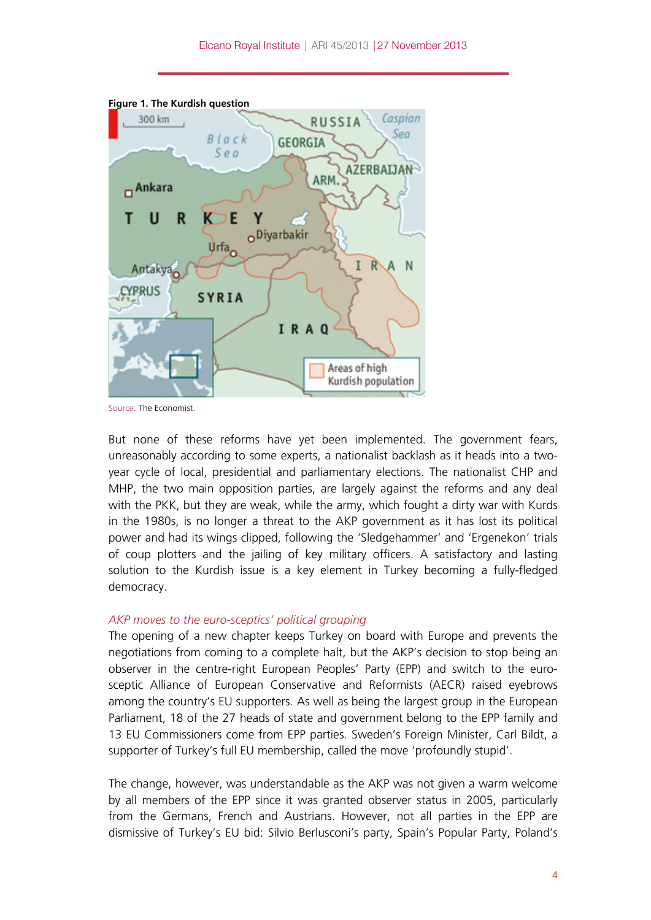**Figure 1. The Kurdish question**

Source: The Economist.

But none of these reforms have yet been implemented. The government fears, unreasonably according to some experts, a nationalist backlash as it heads into a two-year cycle of local, presidential and parliamentary elections. The nationalist CHP and MHP, the two main opposition parties, are largely against the reforms and any deal with the PKK, but they are weak, while the army, which fought a dirty war with Kurds in the 1980s, is no longer a threat to the AKP government as it has lost its political power and had its wings clipped, following the 'Sledgehammer' and 'Ergenekon' trials of coup plotters and the jailing of key military officers. A satisfactory and lasting solution to the Kurdish issue is a key element in Turkey becoming a fully-fledged democracy.

*AKP moves to the euro-sceptics' political grouping*

The opening of a new chapter keeps Turkey on board with Europe and prevents the negotiations from coming to a complete halt, but the AKP's decision to stop being an observer in the centre-right European Peoples' Party (EPP) and switch to the euro-sceptic Alliance of European Conservative and Reformists (AECR) raised eyebrows among the country's EU supporters. As well as being the largest group in the European Parliament, 18 of the 27 heads of state and government belong to the EPP family and 13 EU Commissioners come from EPP parties. Sweden's Foreign Minister, Carl Bildt, a supporter of Turkey's full EU membership, called the move 'profoundly stupid'.

The change, however, was understandable as the AKP was not given a warm welcome by all members of the EPP since it was granted observer status in 2005, particularly from the Germans, French and Austrians. However, not all parties in the EPP are dismissive of Turkey's EU bid: Silvio Berlusconi's party, Spain's Popular Party, Poland's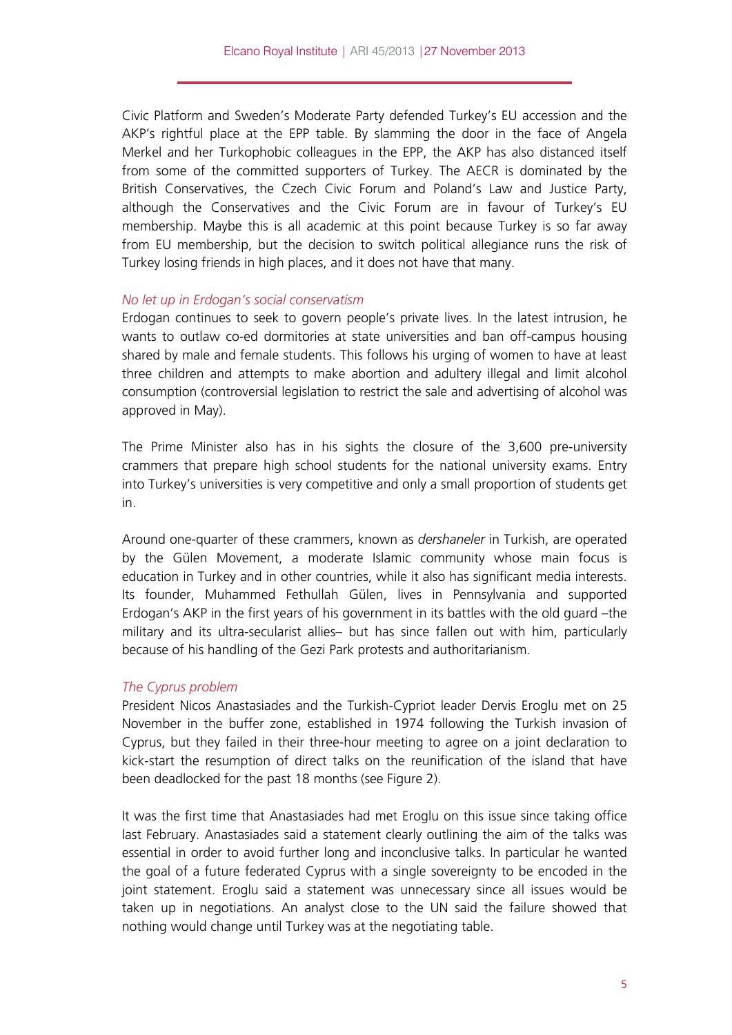Civic Platform and Sweden's Moderate Party defended Turkey's EU accession and the AKP's rightful place at the EPP table. By slamming the door in the face of Angela Merkel and her Turkophobic colleagues in the EPP, the AKP has also distanced itself from some of the committed supporters of Turkey. The AECR is dominated by the British Conservatives, the Czech Civic Forum and Poland's Law and Justice Party, although the Conservatives and the Civic Forum are in favour of Turkey's EU membership. Maybe this is all academic at this point because Turkey is so far away from EU membership, but the decision to switch political allegiance runs the risk of Turkey losing friends in high places, and it does not have that many.

*No let up in Erdogan's social conservatism*

Erdogan continues to seek to govern people's private lives. In the latest intrusion, he wants to outlaw co-ed dormitories at state universities and ban off-campus housing shared by male and female students. This follows his urging of women to have at least three children and attempts to make abortion and adultery illegal and limit alcohol consumption (controversial legislation to restrict the sale and advertising of alcohol was approved in May).

The Prime Minister also has in his sights the closure of the 3,600 pre-university crammers that prepare high school students for the national university exams. Entry into Turkey's universities is very competitive and only a small proportion of students get in.

Around one-quarter of these crammers, known as *dershaneler* in Turkish, are operated by the Gülen Movement, a moderate Islamic community whose main focus is education in Turkey and in other countries, while it also has significant media interests. Its founder, Muhammed Fethullah Gülen, lives in Pennsylvania and supported Erdogan's AKP in the first years of his government in its battles with the old guard –the military and its ultra-secularist allies– but has since fallen out with him, particularly because of his handling of the Gezi Park protests and authoritarianism.

*The Cyprus problem*

President Nicos Anastasiades and the Turkish-Cypriot leader Dervis Eroglu met on 25 November in the buffer zone, established in 1974 following the Turkish invasion of Cyprus, but they failed in their three-hour meeting to agree on a joint declaration to kick-start the resumption of direct talks on the reunification of the island that have been deadlocked for the past 18 months (see Figure 2).

It was the first time that Anastasiades had met Eroglu on this issue since taking office last February. Anastasiades said a statement clearly outlining the aim of the talks was essential in order to avoid further long and inconclusive talks. In particular he wanted the goal of a future federated Cyprus with a single sovereignty to be encoded in the joint statement. Eroglu said a statement was unnecessary since all issues would be taken up in negotiations. An analyst close to the UN said the failure showed that nothing would change until Turkey was at the negotiating table.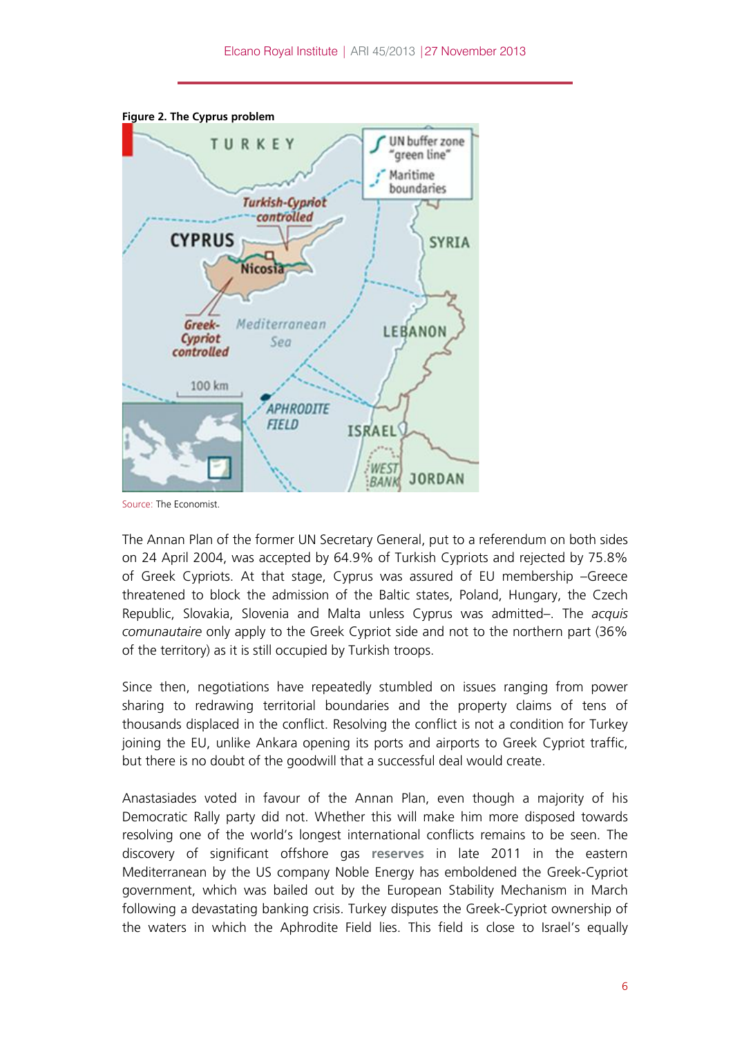**Figure 2. The Cyprus problem**

Source: The Economist.

The Annan Plan of the former UN Secretary General, put to a referendum on both sides on 24 April 2004, was accepted by 64.9% of Turkish Cypriots and rejected by 75.8% of Greek Cypriots. At that stage, Cyprus was assured of EU membership –Greece threatened to block the admission of the Baltic states, Poland, Hungary, the Czech Republic, Slovakia, Slovenia and Malta unless Cyprus was admitted–. The *acquis comunautaire* only apply to the Greek Cypriot side and not to the northern part (36% of the territory) as it is still occupied by Turkish troops.

Since then, negotiations have repeatedly stumbled on issues ranging from power sharing to redrawing territorial boundaries and the property claims of tens of thousands displaced in the conflict. Resolving the conflict is not a condition for Turkey joining the EU, unlike Ankara opening its ports and airports to Greek Cypriot traffic, but there is no doubt of the goodwill that a successful deal would create.

Anastasiades voted in favour of the Annan Plan, even though a majority of his Democratic Rally party did not. Whether this will make him more disposed towards resolving one of the world's longest international conflicts remains to be seen. The discovery of significant offshore gas **reserves** in late 2011 in the eastern Mediterranean by the US company Noble Energy has emboldened the Greek-Cypriot government, which was bailed out by the European Stability Mechanism in March following a devastating banking crisis. Turkey disputes the Greek-Cypriot ownership of the waters in which the Aphrodite Field lies. This field is close to Israel's equally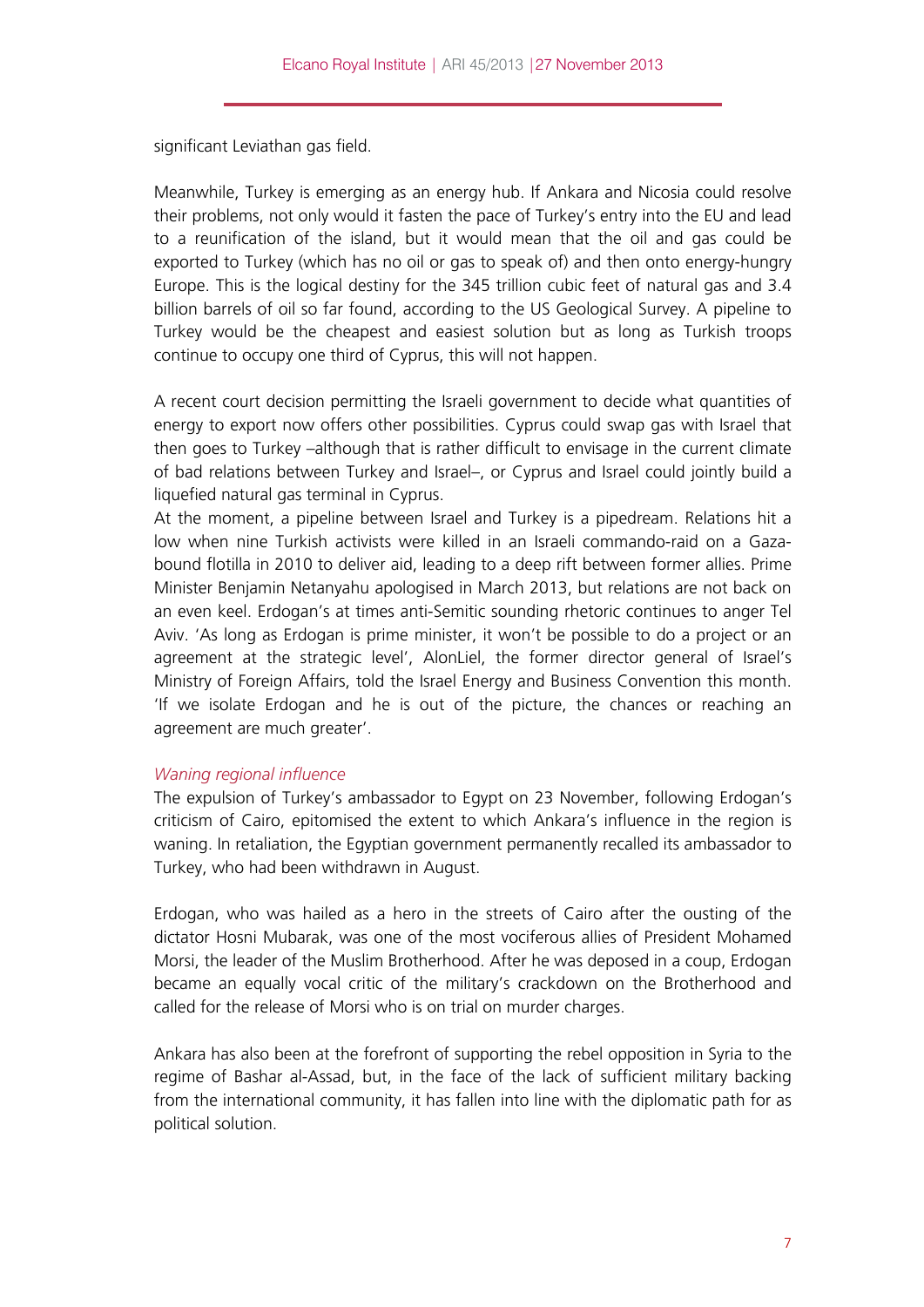significant Leviathan gas field.

Meanwhile, Turkey is emerging as an energy hub. If Ankara and Nicosia could resolve their problems, not only would it fasten the pace of Turkey's entry into the EU and lead to a reunification of the island, but it would mean that the oil and gas could be exported to Turkey (which has no oil or gas to speak of) and then onto energy-hungry Europe. This is the logical destiny for the 345 trillion cubic feet of natural gas and 3.4 billion barrels of oil so far found, according to the US Geological Survey. A pipeline to Turkey would be the cheapest and easiest solution but as long as Turkish troops continue to occupy one third of Cyprus, this will not happen.

A recent court decision permitting the Israeli government to decide what quantities of energy to export now offers other possibilities. Cyprus could swap gas with Israel that then goes to Turkey –although that is rather difficult to envisage in the current climate of bad relations between Turkey and Israel–, or Cyprus and Israel could jointly build a liquefied natural gas terminal in Cyprus.

At the moment, a pipeline between Israel and Turkey is a pipedream. Relations hit a low when nine Turkish activists were killed in an Israeli commando-raid on a Gaza-bound flotilla in 2010 to deliver aid, leading to a deep rift between former allies. Prime Minister Benjamin Netanyahu apologised in March 2013, but relations are not back on an even keel. Erdogan's at times anti-Semitic sounding rhetoric continues to anger Tel Aviv. 'As long as Erdogan is prime minister, it won't be possible to do a project or an agreement at the strategic level', AlonLiel, the former director general of Israel's Ministry of Foreign Affairs, told the Israel Energy and Business Convention this month. 'If we isolate Erdogan and he is out of the picture, the chances or reaching an agreement are much greater'.

*Waning regional influence*

The expulsion of Turkey's ambassador to Egypt on 23 November, following Erdogan's criticism of Cairo, epitomised the extent to which Ankara's influence in the region is waning. In retaliation, the Egyptian government permanently recalled its ambassador to Turkey, who had been withdrawn in August.

Erdogan, who was hailed as a hero in the streets of Cairo after the ousting of the dictator Hosni Mubarak, was one of the most vociferous allies of President Mohamed Morsi, the leader of the Muslim Brotherhood. After he was deposed in a coup, Erdogan became an equally vocal critic of the military's crackdown on the Brotherhood and called for the release of Morsi who is on trial on murder charges.

Ankara has also been at the forefront of supporting the rebel opposition in Syria to the regime of Bashar al-Assad, but, in the face of the lack of sufficient military backing from the international community, it has fallen into line with the diplomatic path for as political solution.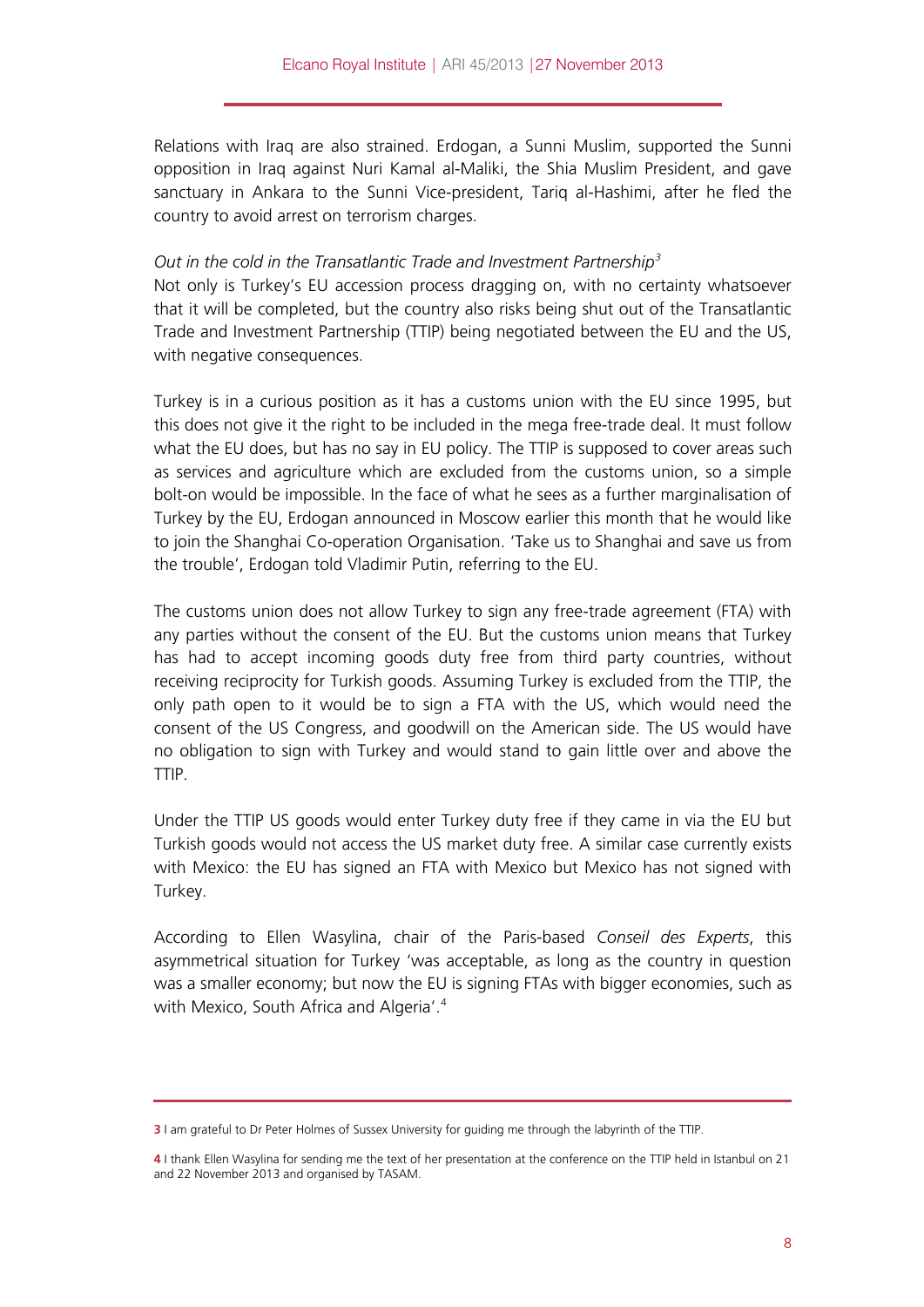Relations with Iraq are also strained. Erdogan, a Sunni Muslim, supported the Sunni opposition in Iraq against Nuri Kamal al-Maliki, the Shia Muslim President, and gave sanctuary in Ankara to the Sunni Vice-president, Tariq al-Hashimi, after he fled the country to avoid arrest on terrorism charges.

*Out in the cold in the Transatlantic Trade and Investment Partnership*[3]

Not only is Turkey's EU accession process dragging on, with no certainty whatsoever that it will be completed, but the country also risks being shut out of the Transatlantic Trade and Investment Partnership (TTIP) being negotiated between the EU and the US, with negative consequences.

Turkey is in a curious position as it has a customs union with the EU since 1995, but this does not give it the right to be included in the mega free-trade deal. It must follow what the EU does, but has no say in EU policy. The TTIP is supposed to cover areas such as services and agriculture which are excluded from the customs union, so a simple bolt-on would be impossible. In the face of what he sees as a further marginalisation of Turkey by the EU, Erdogan announced in Moscow earlier this month that he would like to join the Shanghai Co-operation Organisation. 'Take us to Shanghai and save us from the trouble', Erdogan told Vladimir Putin, referring to the EU.

The customs union does not allow Turkey to sign any free-trade agreement (FTA) with any parties without the consent of the EU. But the customs union means that Turkey has had to accept incoming goods duty free from third party countries, without receiving reciprocity for Turkish goods. Assuming Turkey is excluded from the TTIP, the only path open to it would be to sign a FTA with the US, which would need the consent of the US Congress, and goodwill on the American side. The US would have no obligation to sign with Turkey and would stand to gain little over and above the TTIP.

Under the TTIP US goods would enter Turkey duty free if they came in via the EU but Turkish goods would not access the US market duty free. A similar case currently exists with Mexico: the EU has signed an FTA with Mexico but Mexico has not signed with Turkey.

According to Ellen Wasylina, chair of the Paris-based *Conseil des Experts*, this asymmetrical situation for Turkey 'was acceptable, as long as the country in question was a smaller economy; but now the EU is signing FTAs with bigger economies, such as with Mexico, South Africa and Algeria'.[4]

---

**3** I am grateful to Dr Peter Holmes of Sussex University for guiding me through the labyrinth of the TTIP.

**4** I thank Ellen Wasylina for sending me the text of her presentation at the conference on the TTIP held in Istanbul on 21 and 22 November 2013 and organised by TASAM.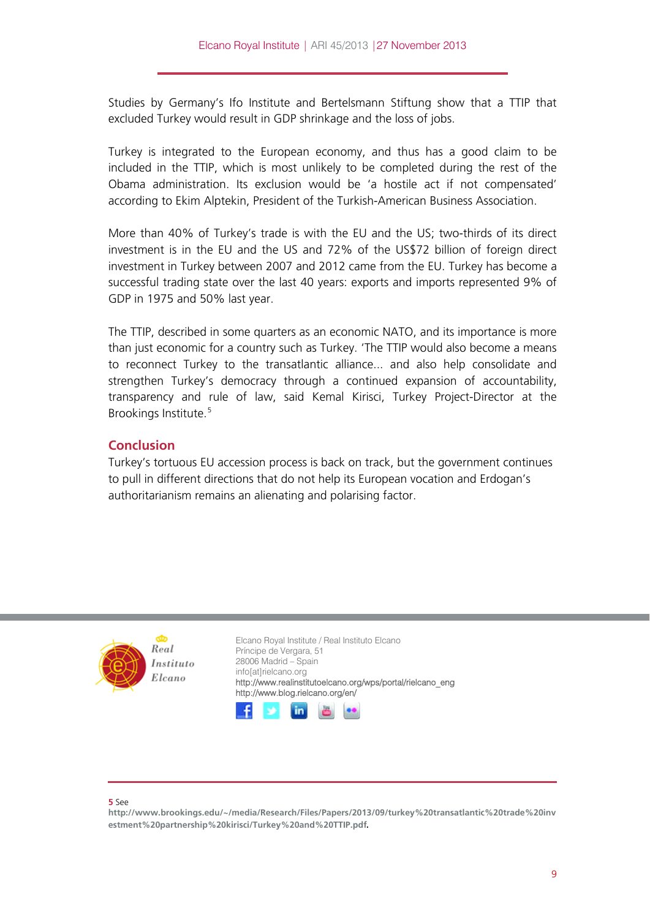Studies by Germany's Ifo Institute and Bertelsmann Stiftung show that a TTIP that excluded Turkey would result in GDP shrinkage and the loss of jobs.

Turkey is integrated to the European economy, and thus has a good claim to be included in the TTIP, which is most unlikely to be completed during the rest of the Obama administration. Its exclusion would be 'a hostile act if not compensated' according to Ekim Alptekin, President of the Turkish-American Business Association.

More than 40% of Turkey's trade is with the EU and the US; two-thirds of its direct investment is in the EU and the US and 72% of the US$72 billion of foreign direct investment in Turkey between 2007 and 2012 came from the EU. Turkey has become a successful trading state over the last 40 years: exports and imports represented 9% of GDP in 1975 and 50% last year.

The TTIP, described in some quarters as an economic NATO, and its importance is more than just economic for a country such as Turkey. 'The TTIP would also become a means to reconnect Turkey to the transatlantic alliance... and also help consolidate and strengthen Turkey's democracy through a continued expansion of accountability, transparency and rule of law, said Kemal Kirisci, Turkey Project-Director at the Brookings Institute.[5]

## Conclusion

Turkey's tortuous EU accession process is back on track, but the government continues to pull in different directions that do not help its European vocation and Erdogan's authoritarianism remains an alienating and polarising factor.

Real Instituto Elcano

Elcano Royal Institute / Real Instituto Elcano
Príncipe de Vergara, 51
28006 Madrid – Spain
info[at]rielcano.org
http://www.realinstitutoelcano.org/wps/portal/rielcano_eng
http://www.blog.rielcano.org/en/

5 See **http://www.brookings.edu/~/media/Research/Files/Papers/2013/09/turkey%20transatlantic%20trade%20investment%20partnership%20kirisci/Turkey%20and%20TTIP.pdf**.